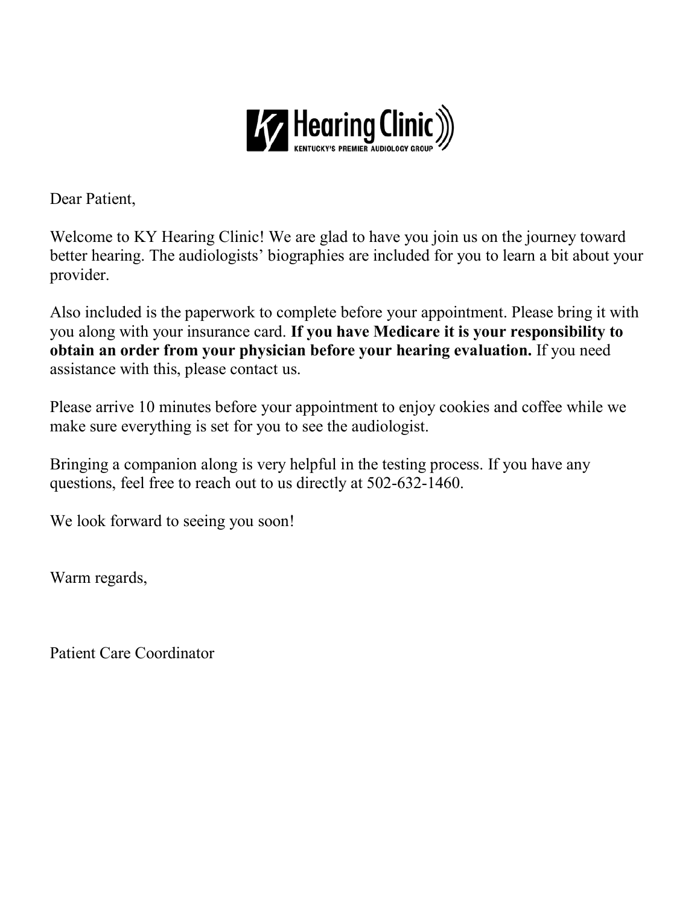KY Hearing Clinic
KENTUCKY'S PREMIER AUDIOLOGY GROUP

Dear Patient,

Welcome to KY Hearing Clinic! We are glad to have you join us on the journey toward better hearing. The audiologists' biographies are included for you to learn a bit about your provider.

Also included is the paperwork to complete before your appointment. Please bring it with you along with your insurance card. **If you have Medicare it is your responsibility to obtain an order from your physician before your hearing evaluation.** If you need assistance with this, please contact us.

Please arrive 10 minutes before your appointment to enjoy cookies and coffee while we make sure everything is set for you to see the audiologist.

Bringing a companion along is very helpful in the testing process. If you have any questions, feel free to reach out to us directly at 502-632-1460.

We look forward to seeing you soon!

Warm regards,

Patient Care Coordinator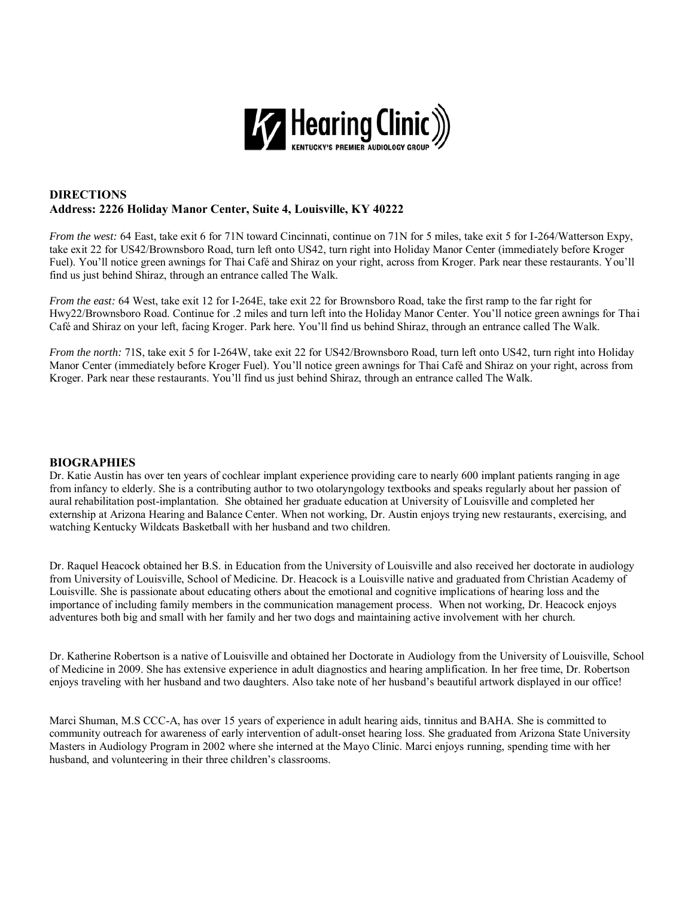**KY Hearing Clinic**
KENTUCKY'S PREMIER AUDIOLOGY GROUP

## DIRECTIONS

**Address: 2226 Holiday Manor Center, Suite 4, Louisville, KY 40222**

*From the west:* 64 East, take exit 6 for 71N toward Cincinnati, continue on 71N for 5 miles, take exit 5 for I-264/Watterson Expy, take exit 22 for US42/Brownsboro Road, turn left onto US42, turn right into Holiday Manor Center (immediately before Kroger Fuel). You'll notice green awnings for Thai Café and Shiraz on your right, across from Kroger. Park near these restaurants. You'll find us just behind Shiraz, through an entrance called The Walk.

*From the east:* 64 West, take exit 12 for I-264E, take exit 22 for Brownsboro Road, take the first ramp to the far right for Hwy22/Brownsboro Road. Continue for .2 miles and turn left into the Holiday Manor Center. You'll notice green awnings for Thai Café and Shiraz on your left, facing Kroger. Park here. You'll find us behind Shiraz, through an entrance called The Walk.

*From the north:* 71S, take exit 5 for I-264W, take exit 22 for US42/Brownsboro Road, turn left onto US42, turn right into Holiday Manor Center (immediately before Kroger Fuel). You'll notice green awnings for Thai Café and Shiraz on your right, across from Kroger. Park near these restaurants. You'll find us just behind Shiraz, through an entrance called The Walk.

## BIOGRAPHIES

Dr. Katie Austin has over ten years of cochlear implant experience providing care to nearly 600 implant patients ranging in age from infancy to elderly. She is a contributing author to two otolaryngology textbooks and speaks regularly about her passion of aural rehabilitation post-implantation. She obtained her graduate education at University of Louisville and completed her externship at Arizona Hearing and Balance Center. When not working, Dr. Austin enjoys trying new restaurants, exercising, and watching Kentucky Wildcats Basketball with her husband and two children.

Dr. Raquel Heacock obtained her B.S. in Education from the University of Louisville and also received her doctorate in audiology from University of Louisville, School of Medicine. Dr. Heacock is a Louisville native and graduated from Christian Academy of Louisville. She is passionate about educating others about the emotional and cognitive implications of hearing loss and the importance of including family members in the communication management process. When not working, Dr. Heacock enjoys adventures both big and small with her family and her two dogs and maintaining active involvement with her church.

Dr. Katherine Robertson is a native of Louisville and obtained her Doctorate in Audiology from the University of Louisville, School of Medicine in 2009. She has extensive experience in adult diagnostics and hearing amplification. In her free time, Dr. Robertson enjoys traveling with her husband and two daughters. Also take note of her husband's beautiful artwork displayed in our office!

Marci Shuman, M.S CCC-A, has over 15 years of experience in adult hearing aids, tinnitus and BAHA. She is committed to community outreach for awareness of early intervention of adult-onset hearing loss. She graduated from Arizona State University Masters in Audiology Program in 2002 where she interned at the Mayo Clinic. Marci enjoys running, spending time with her husband, and volunteering in their three children's classrooms.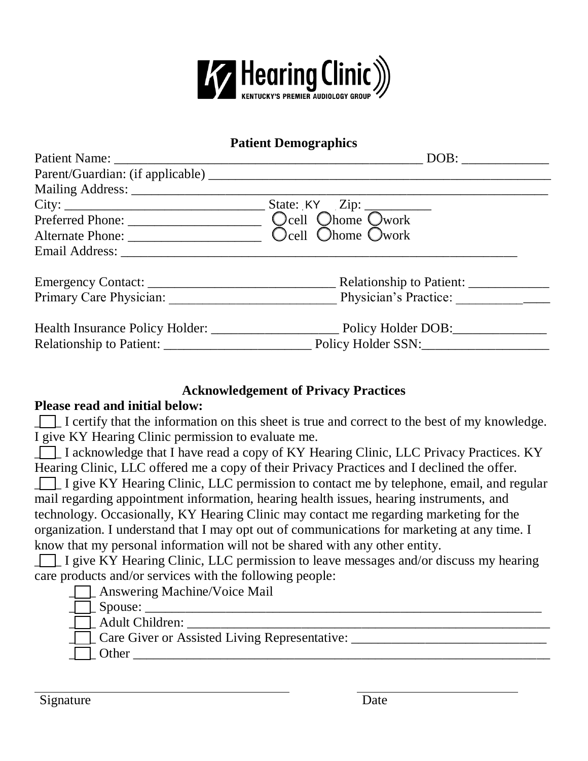KY Hearing Clinic
KENTUCKY'S PREMIER AUDIOLOGY GROUP

## Patient Demographics

Patient Name: ______________________________________________ DOB: _____________

Parent/Guardian: (if applicable) ______________________________________________

Mailing Address: _____________________________________________________________

City: _____________________________ State: KY Zip: __________

Preferred Phone: ___________________ ◯cell ◯home ◯work

Alternate Phone: ___________________ ◯cell ◯home ◯work

Email Address: _______________________________________________________________

Emergency Contact: ____________________________ Relationship to Patient: ____________

Primary Care Physician: _________________________ Physician's Practice: ______________

Health Insurance Policy Holder: ___________________ Policy Holder DOB:______________

Relationship to Patient: _____________________ Policy Holder SSN:__________________

## Acknowledgement of Privacy Practices

**Please read and initial below:**

_[ ]_ I certify that the information on this sheet is true and correct to the best of my knowledge. I give KY Hearing Clinic permission to evaluate me.

_[ ]_ I acknowledge that I have read a copy of KY Hearing Clinic, LLC Privacy Practices. KY Hearing Clinic, LLC offered me a copy of their Privacy Practices and I declined the offer.

_[ ]_ I give KY Hearing Clinic, LLC permission to contact me by telephone, email, and regular mail regarding appointment information, hearing health issues, hearing instruments, and technology. Occasionally, KY Hearing Clinic may contact me regarding marketing for the organization. I understand that I may opt out of communications for marketing at any time. I know that my personal information will not be shared with any other entity.

_[ ]_ I give KY Hearing Clinic, LLC permission to leave messages and/or discuss my hearing care products and/or services with the following people:

- _[ ]_ Answering Machine/Voice Mail
- _[ ]_ Spouse: _________________________________________________________
- _[ ]_ Adult Children: ___________________________________________________
- _[ ]_ Care Giver or Assisted Living Representative: ____________________________
- _[ ]_ Other ___________________________________________________________

_____________________________________ ________________________

Signature Date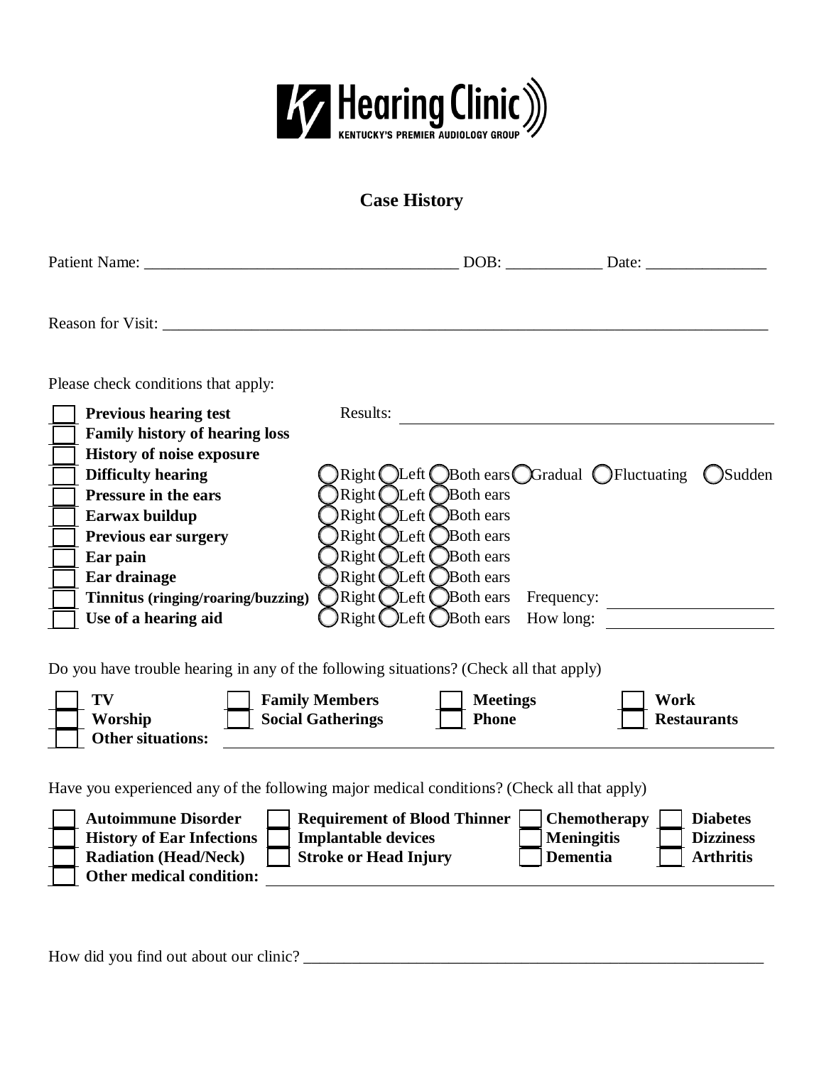**KY Hearing Clinic**
KENTUCKY'S PREMIER AUDIOLOGY GROUP

# Case History

Patient Name: _______________________________________ DOB: ____________ Date: _______________

Reason for Visit: ______________________________________________________________________________

Please check conditions that apply:

| | | |
|---|---|---|
| ☐ | **Previous hearing test** | Results: ______________________________ |
| ☐ | **Family history of hearing loss** | |
| ☐ | **History of noise exposure** | |
| ☐ | **Difficulty hearing** | ◯Right ◯Left ◯Both ears ◯Gradual ◯Fluctuating ◯Sudden |
| ☐ | **Pressure in the ears** | ◯Right ◯Left ◯Both ears |
| ☐ | **Earwax buildup** | ◯Right ◯Left ◯Both ears |
| ☐ | **Previous ear surgery** | ◯Right ◯Left ◯Both ears |
| ☐ | **Ear pain** | ◯Right ◯Left ◯Both ears |
| ☐ | **Ear drainage** | ◯Right ◯Left ◯Both ears |
| ☐ | **Tinnitus (ringing/roaring/buzzing)** | ◯Right ◯Left ◯Both ears Frequency: ______________ |
| ☐ | **Use of a hearing aid** | ◯Right ◯Left ◯Both ears How long: ______________ |

Do you have trouble hearing in any of the following situations? (Check all that apply)

| | | | |
|---|---|---|---|
| ☐ **TV** | ☐ **Family Members** | ☐ **Meetings** | ☐ **Work** |
| ☐ **Worship** | ☐ **Social Gatherings** | ☐ **Phone** | ☐ **Restaurants** |
| ☐ **Other situations:** ______________________________ | | | |

Have you experienced any of the following major medical conditions? (Check all that apply)

| | | | |
|---|---|---|---|
| ☐ **Autoimmune Disorder** | ☐ **Requirement of Blood Thinner** | ☐ **Chemotherapy** | ☐ **Diabetes** |
| ☐ **History of Ear Infections** | ☐ **Implantable devices** | ☐ **Meningitis** | ☐ **Dizziness** |
| ☐ **Radiation (Head/Neck)** | ☐ **Stroke or Head Injury** | ☐ **Dementia** | ☐ **Arthritis** |
| ☐ **Other medical condition:** ______________________________ | | | |

How did you find out about our clinic? ____________________________________________________________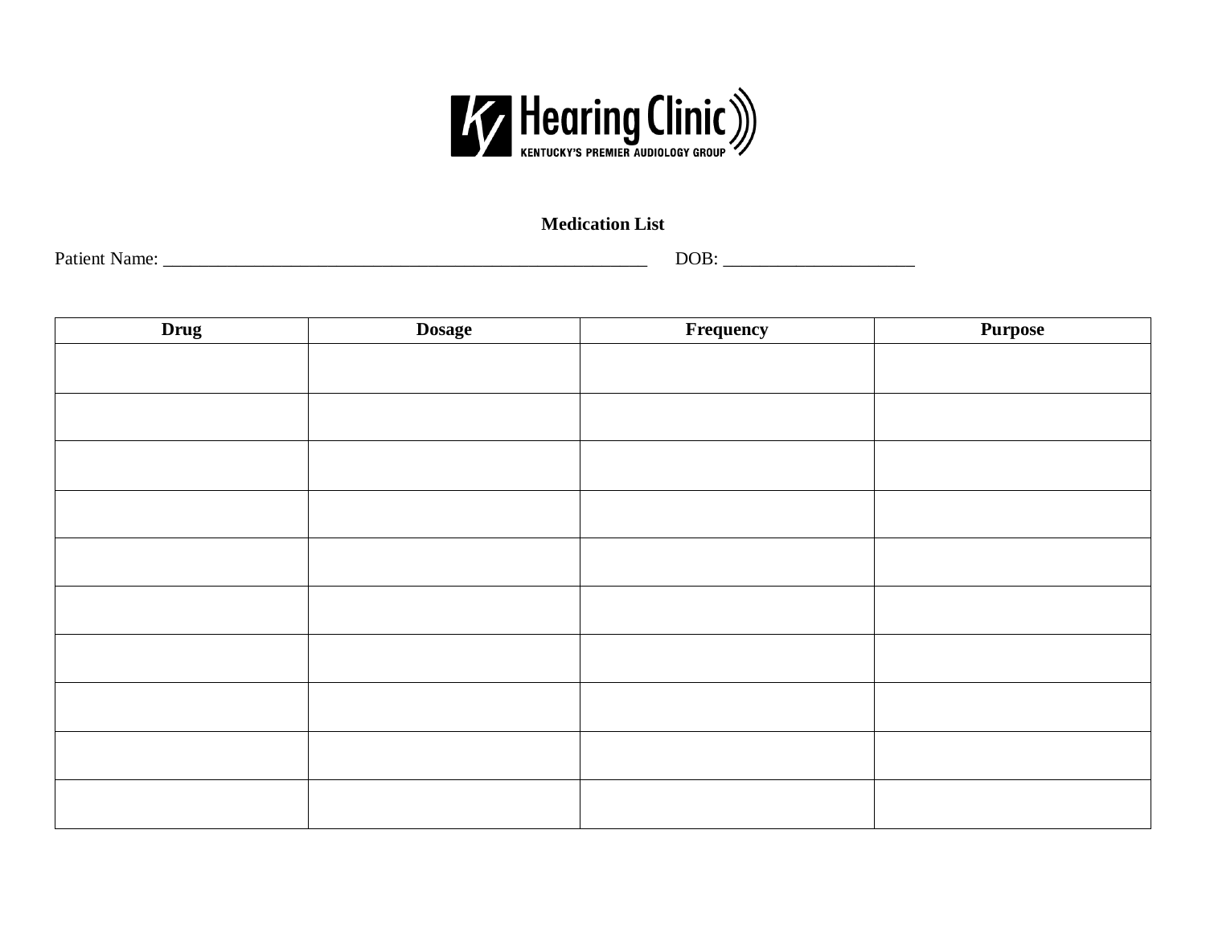Ky Hearing Clinic
KENTUCKY'S PREMIER AUDIOLOGY GROUP

**Medication List**

Patient Name: ______________________________________________________ DOB: _____________________

| Drug | Dosage | Frequency | Purpose |
|---|---|---|---|
| | | | |
| | | | |
| | | | |
| | | | |
| | | | |
| | | | |
| | | | |
| | | | |
| | | | |
| | | | |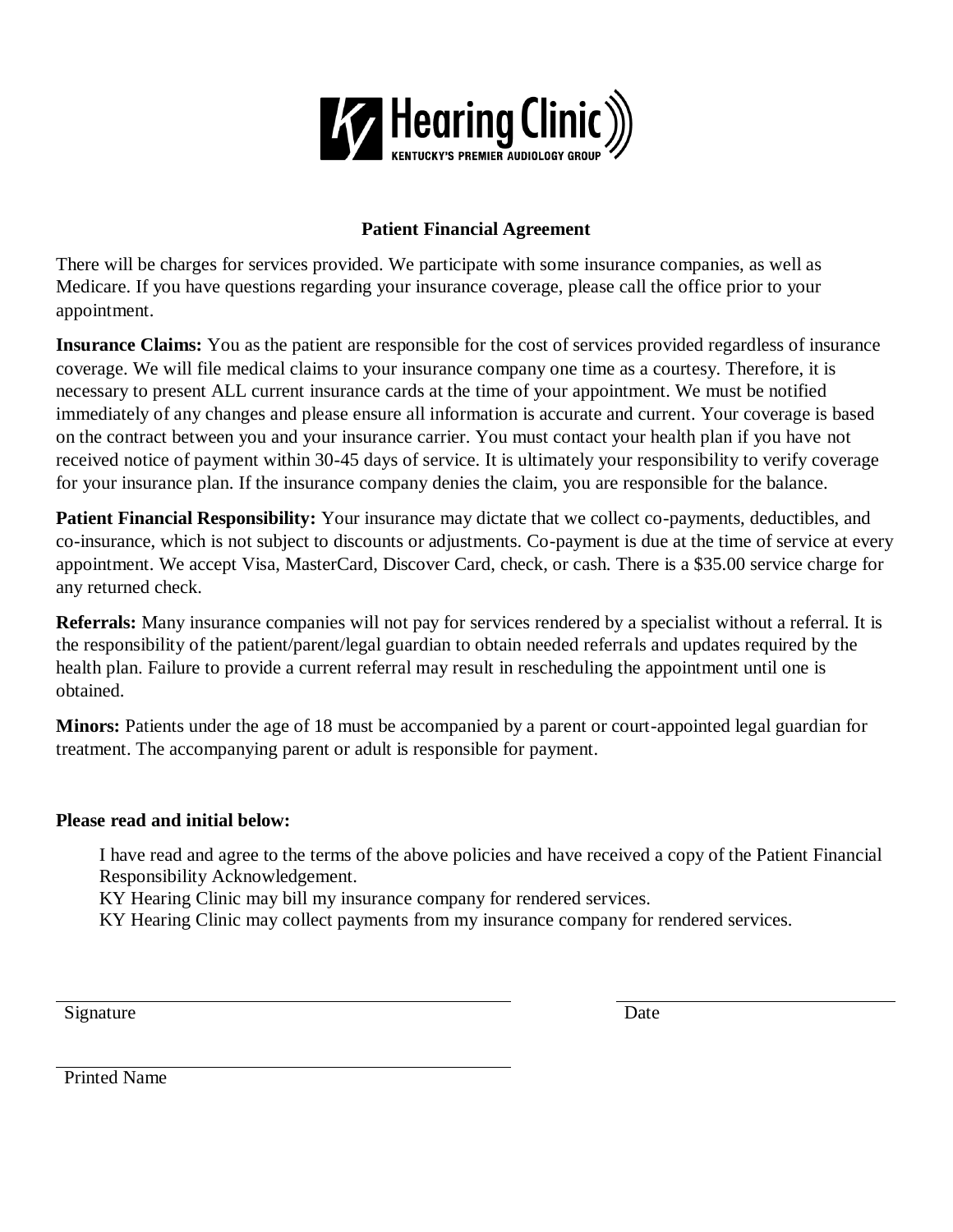KY Hearing Clinic
KENTUCKY'S PREMIER AUDIOLOGY GROUP

## Patient Financial Agreement

There will be charges for services provided. We participate with some insurance companies, as well as Medicare. If you have questions regarding your insurance coverage, please call the office prior to your appointment.

**Insurance Claims:** You as the patient are responsible for the cost of services provided regardless of insurance coverage. We will file medical claims to your insurance company one time as a courtesy. Therefore, it is necessary to present ALL current insurance cards at the time of your appointment. We must be notified immediately of any changes and please ensure all information is accurate and current. Your coverage is based on the contract between you and your insurance carrier. You must contact your health plan if you have not received notice of payment within 30-45 days of service. It is ultimately your responsibility to verify coverage for your insurance plan. If the insurance company denies the claim, you are responsible for the balance.

**Patient Financial Responsibility:** Your insurance may dictate that we collect co-payments, deductibles, and co-insurance, which is not subject to discounts or adjustments. Co-payment is due at the time of service at every appointment. We accept Visa, MasterCard, Discover Card, check, or cash. There is a $35.00 service charge for any returned check.

**Referrals:** Many insurance companies will not pay for services rendered by a specialist without a referral. It is the responsibility of the patient/parent/legal guardian to obtain needed referrals and updates required by the health plan. Failure to provide a current referral may result in rescheduling the appointment until one is obtained.

**Minors:** Patients under the age of 18 must be accompanied by a parent or court-appointed legal guardian for treatment. The accompanying parent or adult is responsible for payment.

**Please read and initial below:**

I have read and agree to the terms of the above policies and have received a copy of the Patient Financial Responsibility Acknowledgement.

KY Hearing Clinic may bill my insurance company for rendered services.

KY Hearing Clinic may collect payments from my insurance company for rendered services.

Signature ______________________________ Date ______________________

Printed Name ______________________________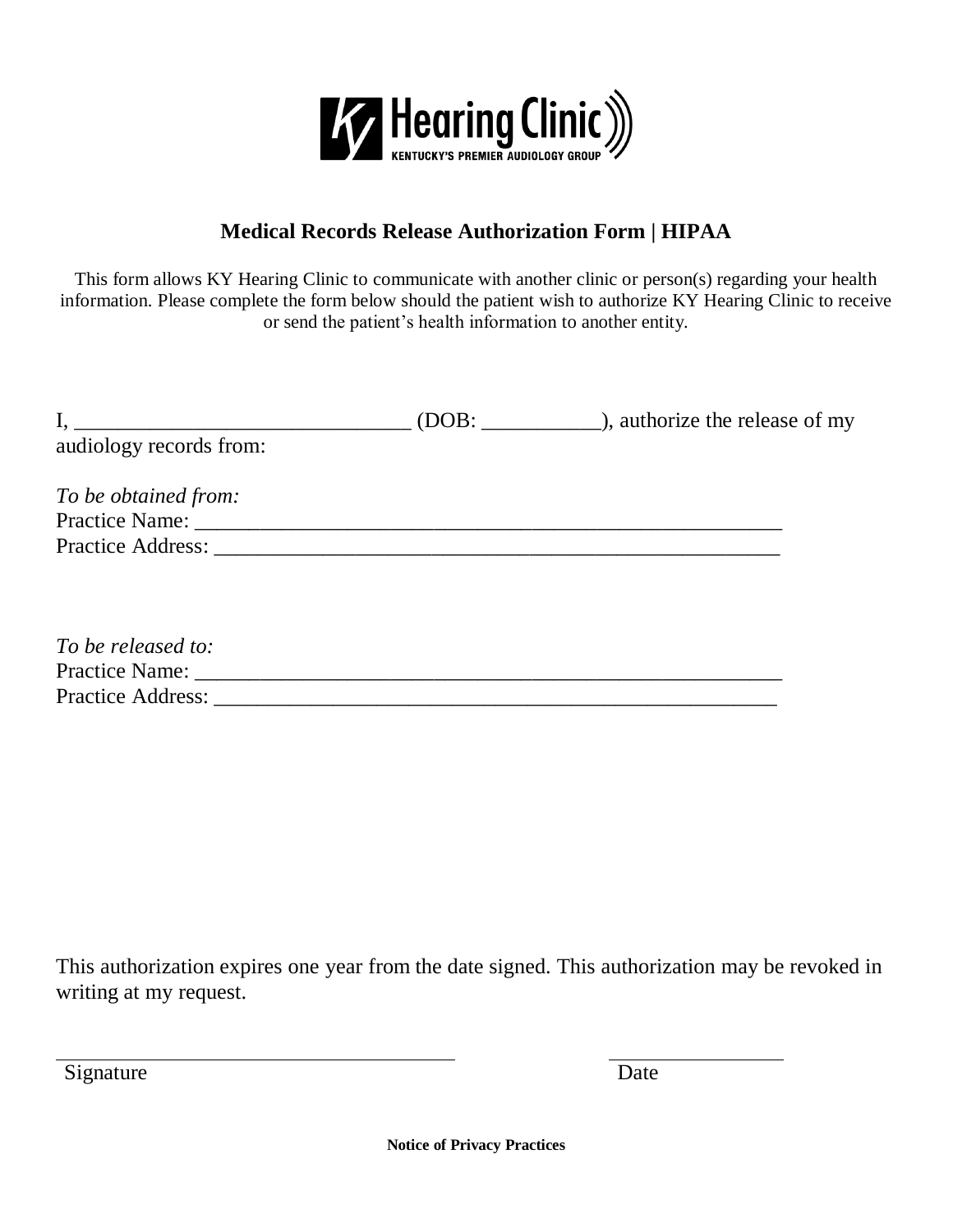KY Hearing Clinic
KENTUCKY'S PREMIER AUDIOLOGY GROUP

## Medical Records Release Authorization Form | HIPAA

This form allows KY Hearing Clinic to communicate with another clinic or person(s) regarding your health information. Please complete the form below should the patient wish to authorize KY Hearing Clinic to receive or send the patient's health information to another entity.

I, _______________________________ (DOB: ___________), authorize the release of my audiology records from:

*To be obtained from:*
Practice Name: _______________________________________________________
Practice Address: _____________________________________________________

*To be released to:*
Practice Name: _______________________________________________________
Practice Address: _____________________________________________________

This authorization expires one year from the date signed. This authorization may be revoked in writing at my request.

_______________________________________ &nbsp;&nbsp;&nbsp;&nbsp;&nbsp;&nbsp;&nbsp;&nbsp; _________________
Signature &nbsp;&nbsp;&nbsp;&nbsp;&nbsp;&nbsp;&nbsp;&nbsp;&nbsp;&nbsp;&nbsp;&nbsp;&nbsp;&nbsp;&nbsp;&nbsp;&nbsp;&nbsp;&nbsp;&nbsp;&nbsp;&nbsp;&nbsp;&nbsp;&nbsp;&nbsp;&nbsp;&nbsp;&nbsp;&nbsp;&nbsp;&nbsp;&nbsp;&nbsp;&nbsp;&nbsp;&nbsp;&nbsp;&nbsp;&nbsp; Date

**Notice of Privacy Practices**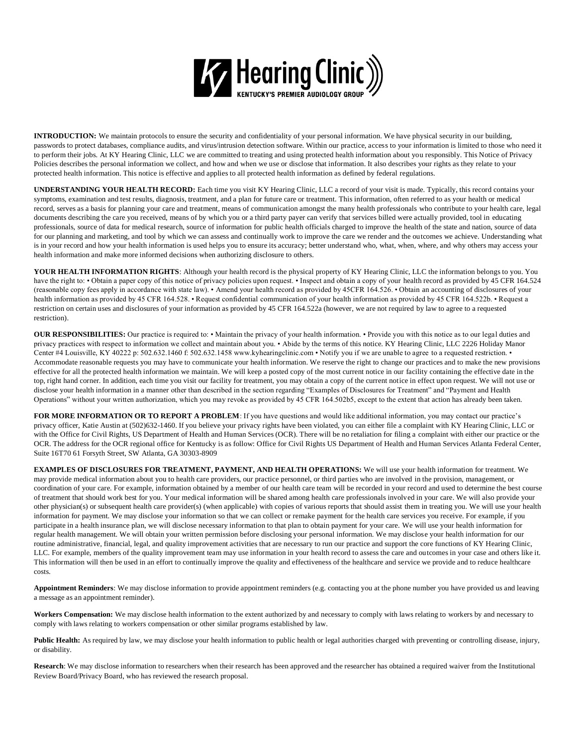# KY Hearing Clinic

**KENTUCKY'S PREMIER AUDIOLOGY GROUP**

**INTRODUCTION:** We maintain protocols to ensure the security and confidentiality of your personal information. We have physical security in our building, passwords to protect databases, compliance audits, and virus/intrusion detection software. Within our practice, access to your information is limited to those who need it to perform their jobs. At KY Hearing Clinic, LLC we are committed to treating and using protected health information about you responsibly. This Notice of Privacy Policies describes the personal information we collect, and how and when we use or disclose that information. It also describes your rights as they relate to your protected health information. This notice is effective and applies to all protected health information as defined by federal regulations.

**UNDERSTANDING YOUR HEALTH RECORD:** Each time you visit KY Hearing Clinic, LLC a record of your visit is made. Typically, this record contains your symptoms, examination and test results, diagnosis, treatment, and a plan for future care or treatment. This information, often referred to as your health or medical record, serves as a basis for planning your care and treatment, means of communication amongst the many health professionals who contribute to your health care, legal documents describing the care you received, means of by which you or a third party payer can verify that services billed were actually provided, tool in educating professionals, source of data for medical research, source of information for public health officials charged to improve the health of the state and nation, source of data for our planning and marketing, and tool by which we can assess and continually work to improve the care we render and the outcomes we achieve. Understanding what is in your record and how your health information is used helps you to ensure its accuracy; better understand who, what, when, where, and why others may access your health information and make more informed decisions when authorizing disclosure to others.

**YOUR HEALTH INFORMATION RIGHTS**: Although your health record is the physical property of KY Hearing Clinic, LLC the information belongs to you. You have the right to: • Obtain a paper copy of this notice of privacy policies upon request. • Inspect and obtain a copy of your health record as provided by 45 CFR 164.524 (reasonable copy fees apply in accordance with state law). • Amend your health record as provided by 45CFR 164.526. • Obtain an accounting of disclosures of your health information as provided by 45 CFR 164.528. • Request confidential communication of your health information as provided by 45 CFR 164.522b. • Request a restriction on certain uses and disclosures of your information as provided by 45 CFR 164.522a (however, we are not required by law to agree to a requested restriction).

**OUR RESPONSIBILITIES:** Our practice is required to: • Maintain the privacy of your health information. • Provide you with this notice as to our legal duties and privacy practices with respect to information we collect and maintain about you. • Abide by the terms of this notice. KY Hearing Clinic, LLC 2226 Holiday Manor Center #4 Louisville, KY 40222 p: 502.632.1460 f: 502.632.1458 www.kyhearingclinic.com • Notify you if we are unable to agree to a requested restriction. • Accommodate reasonable requests you may have to communicate your health information. We reserve the right to change our practices and to make the new provisions effective for all the protected health information we maintain. We will keep a posted copy of the most current notice in our facility containing the effective date in the top, right hand corner. In addition, each time you visit our facility for treatment, you may obtain a copy of the current notice in effect upon request. We will not use or disclose your health information in a manner other than described in the section regarding "Examples of Disclosures for Treatment" and "Payment and Health Operations" without your written authorization, which you may revoke as provided by 45 CFR 164.502b5, except to the extent that action has already been taken.

**FOR MORE INFORMATION OR TO REPORT A PROBLEM**: If you have questions and would like additional information, you may contact our practice's privacy officer, Katie Austin at (502)632-1460. If you believe your privacy rights have been violated, you can either file a complaint with KY Hearing Clinic, LLC or with the Office for Civil Rights, US Department of Health and Human Services (OCR). There will be no retaliation for filing a complaint with either our practice or the OCR. The address for the OCR regional office for Kentucky is as follow: Office for Civil Rights US Department of Health and Human Services Atlanta Federal Center, Suite 16T70 61 Forsyth Street, SW Atlanta, GA 30303-8909

**EXAMPLES OF DISCLOSURES FOR TREATMENT, PAYMENT, AND HEALTH OPERATIONS:** We will use your health information for treatment. We may provide medical information about you to health care providers, our practice personnel, or third parties who are involved in the provision, management, or coordination of your care. For example, information obtained by a member of our health care team will be recorded in your record and used to determine the best course of treatment that should work best for you. Your medical information will be shared among health care professionals involved in your care. We will also provide your other physician(s) or subsequent health care provider(s) (when applicable) with copies of various reports that should assist them in treating you. We will use your health information for payment. We may disclose your information so that we can collect or remake payment for the health care services you receive. For example, if you participate in a health insurance plan, we will disclose necessary information to that plan to obtain payment for your care. We will use your health information for regular health management. We will obtain your written permission before disclosing your personal information. We may disclose your health information for our routine administrative, financial, legal, and quality improvement activities that are necessary to run our practice and support the core functions of KY Hearing Clinic, LLC. For example, members of the quality improvement team may use information in your health record to assess the care and outcomes in your case and others like it. This information will then be used in an effort to continually improve the quality and effectiveness of the healthcare and service we provide and to reduce healthcare costs.

**Appointment Reminders**: We may disclose information to provide appointment reminders (e.g. contacting you at the phone number you have provided us and leaving a message as an appointment reminder).

**Workers Compensation:** We may disclose health information to the extent authorized by and necessary to comply with laws relating to workers by and necessary to comply with laws relating to workers compensation or other similar programs established by law.

**Public Health:** As required by law, we may disclose your health information to public health or legal authorities charged with preventing or controlling disease, injury, or disability.

**Research**: We may disclose information to researchers when their research has been approved and the researcher has obtained a required waiver from the Institutional Review Board/Privacy Board, who has reviewed the research proposal.